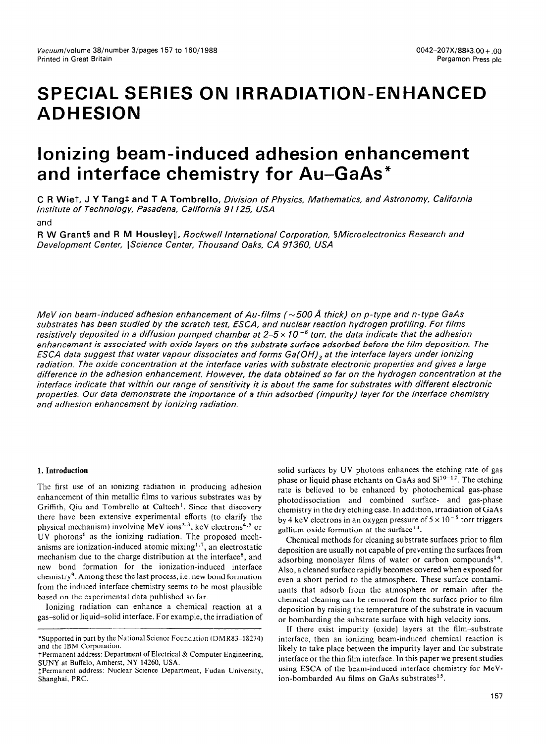# SPECIAL SERIES ON IRRADIATION-ENHANCED ADHESION

# Ionizing beam-induced adhesion enhancement and interface chemistry for Au–GaAs*

**C R Wie†, J Y Tang‡ and T A Tombrello,** *Division of Physics, Mathematics, and Astronomy, California Institute of Technology, Pasadena, California 91125, USA*

and

**R W Grant§ and R M Housley‖,** *Rockwell International Corporation, §Microelectronics Research and Development Center, ‖Science Center, Thousand Oaks, CA 91360, USA*

*MeV ion beam-induced adhesion enhancement of Au-films (~500 Å thick) on p-type and n-type GaAs substrates has been studied by the scratch test, ESCA, and nuclear reaction hydrogen profiling. For films resistively deposited in a diffusion pumped chamber at $2$–$5 \times 10^{-6}$ torr, the data indicate that the adhesion enhancement is associated with oxide layers on the substrate surface adsorbed before the film deposition. The ESCA data suggest that water vapour dissociates and forms $Ga(OH)_3$ at the interface layers under ionizing radiation. The oxide concentration at the interface varies with substrate electronic properties and gives a large difference in the adhesion enhancement. However, the data obtained so far on the hydrogen concentration at the interface indicate that within our range of sensitivity it is about the same for substrates with different electronic properties. Our data demonstrate the importance of a thin adsorbed (impurity) layer for the interface chemistry and adhesion enhancement by ionizing radiation.*

## 1. Introduction

The first use of an ionizing radiation in producing adhesion enhancement of thin metallic films to various substrates was by Griffith, Qiu and Tombrello at Caltech[1]. Since that discovery there have been extensive experimental efforts (to clarify the physical mechanism) involving MeV ions[2,3], keV electrons[4,5] or UV photons[6] as the ionizing radiation. The proposed mechanisms are ionization-induced atomic mixing[1,7], an electrostatic mechanism due to the charge distribution at the interface[8], and new bond formation for the ionization-induced interface chemistry[9]. Among these the last process, i.e. new bond formation from the induced interface chemistry seems to be most plausible based on the experimental data published so far.

Ionizing radiation can enhance a chemical reaction at a gas–solid or liquid–solid interface. For example, the irradiation of solid surfaces by UV photons enhances the etching rate of gas phase or liquid phase etchants on GaAs and Si[10–12]. The etching rate is believed to be enhanced by photochemical gas-phase photodissociation and combined surface- and gas-phase chemistry in the dry etching case. In addition, irradiation of GaAs by 4 keV electrons in an oxygen pressure of $5 \times 10^{-5}$ torr triggers gallium oxide formation at the surface[13].

Chemical methods for cleaning substrate surfaces prior to film deposition are usually not capable of preventing the surfaces from adsorbing monolayer films of water or carbon compounds[14]. Also, a cleaned surface rapidly becomes covered when exposed for even a short period to the atmosphere. These surface contaminants that adsorb from the atmosphere or remain after the chemical cleaning can be removed from the surface prior to film deposition by raising the temperature of the substrate in vacuum or bombarding the substrate surface with high velocity ions.

If there exist impurity (oxide) layers at the film–substrate interface, then an ionizing beam-induced chemical reaction is likely to take place between the impurity layer and the substrate interface or the thin film interface. In this paper we present studies using ESCA of the beam-induced interface chemistry for MeV-ion-bombarded Au films on GaAs substrates[15].

---

*Supported in part by the National Science Foundation (DMR83-18274) and the IBM Corporation.

†Permanent address: Department of Electrical & Computer Engineering, SUNY at Buffalo, Amherst, NY 14260, USA.

‡Permanent address: Nuclear Science Department, Fudan University, Shanghai, PRC.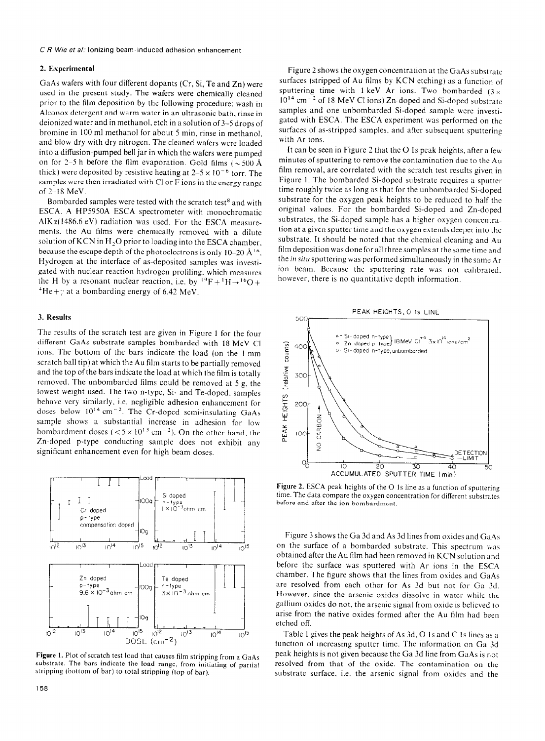## 2. Experimental

GaAs wafers with four different dopants (Cr, Si, Te and Zn) were used in the present study. The wafers were chemically cleaned prior to the film deposition by the following procedure: wash in Alconox detergent and warm water in an ultrasonic bath, rinse in deionized water and in methanol, etch in a solution of 3–5 drops of bromine in 100 ml methanol for about 5 min, rinse in methanol, and blow dry with dry nitrogen. The cleaned wafers were loaded into a diffusion-pumped bell jar in which the wafers were pumped on for 2–5 h before the film evaporation. Gold films (~500 Å thick) were deposited by resistive heating at $2–5 \times 10^{-6}$ torr. The samples were then irradiated with Cl or F ions in the energy range of 2–18 MeV.

Bombarded samples were tested with the scratch test[8] and with ESCA. A HP5950A ESCA spectrometer with monochromatic AlK$\alpha$(1486.6 eV) radiation was used. For the ESCA measurements, the Au films were chemically removed with a dilute solution of KCN in $H_2O$ prior to loading into the ESCA chamber, because the escape depth of the photoelectrons is only 10–20 Å[16]. Hydrogen at the interface of as-deposited samples was investigated with nuclear reaction hydrogen profiling, which measures the H by a resonant nuclear reaction, i.e. by $^{19}F + {}^{1}H \rightarrow {}^{16}O + {}^{4}He + \gamma$ at a bombarding energy of 6.42 MeV.

## 3. Results

The results of the scratch test are given in Figure 1 for the four different GaAs substrate samples bombarded with 18 MeV Cl ions. The bottom of the bars indicate the load (on the 1 mm scratch ball tip) at which the Au film starts to be partially removed and the top of the bars indicate the load at which the film is totally removed. The unbombarded films could be removed at 5 g, the lowest weight used. The two n-type, Si- and Te-doped, samples behave very similarly, i.e. negligible adhesion enhancement for doses below $10^{14}$ cm$^{-2}$. The Cr-doped semi-insulating GaAs sample shows a substantial increase in adhesion for low bombardment doses ($< 5 \times 10^{13}$ cm$^{-2}$). On the other hand, the Zn-doped p-type conducting sample does not exhibit any significant enhancement even for high beam doses.

Figure 1. Plot of scratch test load that causes film stripping from a GaAs substrate. The bars indicate the load range, from initiating of partial stripping (bottom of bar) to total stripping (top of bar).

Figure 2 shows the oxygen concentration at the GaAs substrate surfaces (stripped of Au films by KCN etching) as a function of sputtering time with 1 keV Ar ions. Two bombarded ($3 \times 10^{14}$ cm$^{-2}$ of 18 MeV Cl ions) Zn-doped and Si-doped substrate samples and one unbombarded Si-doped sample were investigated with ESCA. The ESCA experiment was performed on the surfaces of as-stripped samples, and after subsequent sputtering with Ar ions.

It can be seen in Figure 2 that the O 1s peak heights, after a few minutes of sputtering to remove the contamination due to the Au film removal, are correlated with the scratch test results given in Figure 1. The bombarded Si-doped substrate requires a sputter time roughly twice as long as that for the unbombarded Si-doped substrate for the oxygen peak heights to be reduced to half the original values. For the bombarded Si-doped and Zn-doped substrates, the Si-doped sample has a higher oxygen concentration at a given sputter time and the oxygen extends deeper into the substrate. It should be noted that the chemical cleaning and Au film deposition was done for all three samples at the same time and the *in situ* sputtering was performed simultaneously in the same Ar ion beam. Because the sputtering rate was not calibrated, however, there is no quantitative depth information.

Figure 2. ESCA peak heights of the O 1s line as a function of sputtering time. The data compare the oxygen concentration for different substrates before and after the ion bombardment.

Figure 3 shows the Ga 3d and As 3d lines from oxides and GaAs on the surface of a bombarded substrate. This spectrum was obtained after the Au film had been removed in KCN solution and before the surface was sputtered with Ar ions in the ESCA chamber. The figure shows that the lines from oxides and GaAs are resolved from each other for As 3d but not for Ga 3d. However, since the arsenic oxides dissolve in water while the gallium oxides do not, the arsenic signal from oxide is believed to arise from the native oxides formed after the Au film had been etched off.

Table 1 gives the peak heights of As 3d, O 1s and C 1s lines as a function of increasing sputter time. The information on Ga 3d peak heights is not given because the Ga 3d line from GaAs is not resolved from that of the oxide. The contamination on the substrate surface, i.e. the arsenic signal from oxides and the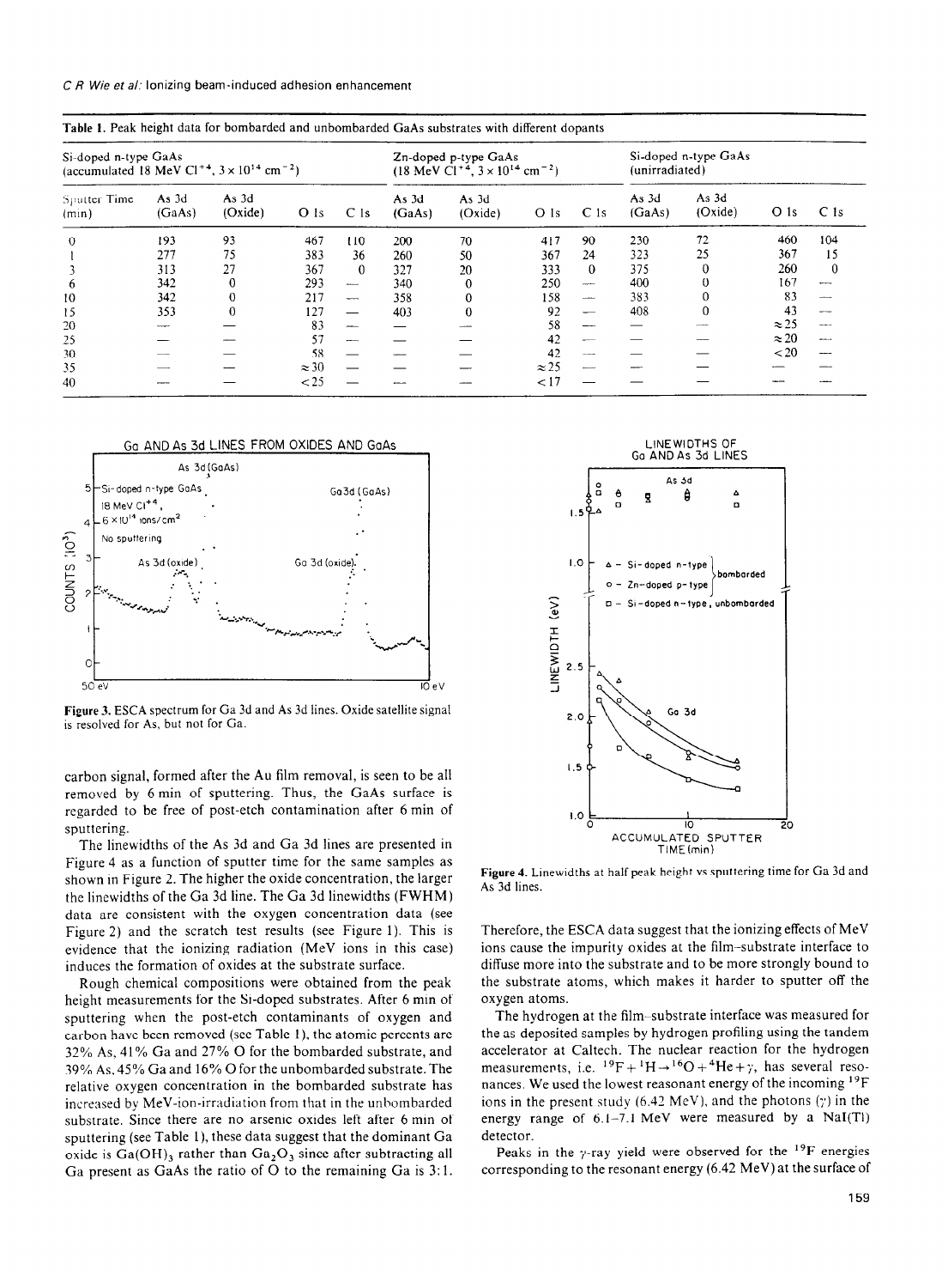**Table 1.** Peak height data for bombarded and unbombarded GaAs substrates with different dopants

| Si-doped n-type GaAs (accumulated 18 MeV $Cl^{+4}$, $3\times10^{14}$ cm$^{-2}$) | | | | | Zn-doped p-type GaAs (18 MeV $Cl^{+4}$, $3\times10^{14}$ cm$^{-2}$) | | | | Si-doped n-type GaAs (unirradiated) | | | |
|---|---|---|---|---|---|---|---|---|---|---|---|---|
| Sputter Time (min) | As 3d (GaAs) | As 3d (Oxide) | O 1s | C 1s | As 3d (GaAs) | As 3d (Oxide) | O 1s | C 1s | As 3d (GaAs) | As 3d (Oxide) | O 1s | C 1s |
| 0 | 193 | 93 | 467 | 110 | 200 | 70 | 417 | 90 | 230 | 72 | 460 | 104 |
| 1 | 277 | 75 | 383 | 36 | 260 | 50 | 367 | 24 | 323 | 25 | 367 | 15 |
| 3 | 313 | 27 | 367 | 0 | 327 | 20 | 333 | 0 | 375 | 0 | 260 | 0 |
| 6 | 342 | 0 | 293 | — | 340 | 0 | 250 | — | 400 | 0 | 167 | — |
| 10 | 342 | 0 | 217 | — | 358 | 0 | 158 | — | 383 | 0 | 83 | — |
| 15 | 353 | 0 | 127 | — | 403 | 0 | 92 | — | 408 | 0 | 43 | — |
| 20 | — | — | 83 | — | — | — | 58 | — | — | — | ≈25 | — |
| 25 | — | — | 57 | — | — | — | 42 | — | — | — | ≈20 | — |
| 30 | — | — | 58 | — | — | — | 42 | — | — | — | <20 | — |
| 35 | — | — | ≈30 | — | — | — | ≈25 | — | — | — | — | — |
| 40 | — | — | <25 | — | — | — | <17 | — | — | — | — | — |

**Figure 3.** ESCA spectrum for Ga 3d and As 3d lines. Oxide satellite signal is resolved for As, but not for Ga.

carbon signal, formed after the Au film removal, is seen to be all removed by 6 min of sputtering. Thus, the GaAs surface is regarded to be free of post-etch contamination after 6 min of sputtering.

The linewidths of the As 3d and Ga 3d lines are presented in Figure 4 as a function of sputter time for the same samples as shown in Figure 2. The higher the oxide concentration, the larger the linewidths of the Ga 3d line. The Ga 3d linewidths (FWHM) data are consistent with the oxygen concentration data (see Figure 2) and the scratch test results (see Figure 1). This is evidence that the ionizing radiation (MeV ions in this case) induces the formation of oxides at the substrate surface.

Rough chemical compositions were obtained from the peak height measurements for the Si-doped substrates. After 6 min of sputtering when the post-etch contaminants of oxygen and carbon have been removed (see Table 1), the atomic percents are 32% As, 41% Ga and 27% O for the bombarded substrate, and 39% As, 45% Ga and 16% O for the unbombarded substrate. The relative oxygen concentration in the bombarded substrate has increased by MeV-ion-irradiation from that in the unbombarded substrate. Since there are no arsenic oxides left after 6 min of sputtering (see Table 1), these data suggest that the dominant Ga oxide is $Ga(OH)_3$ rather than $Ga_2O_3$ since after subtracting all Ga present as GaAs the ratio of O to the remaining Ga is 3:1.

**Figure 4.** Linewidths at half peak height vs sputtering time for Ga 3d and As 3d lines.

Therefore, the ESCA data suggest that the ionizing effects of MeV ions cause the impurity oxides at the film–substrate interface to diffuse more into the substrate and to be more strongly bound to the substrate atoms, which makes it harder to sputter off the oxygen atoms.

The hydrogen at the film–substrate interface was measured for the as deposited samples by hydrogen profiling using the tandem accelerator at Caltech. The nuclear reaction for the hydrogen measurements, i.e. $^{19}F + {}^{1}H \rightarrow {}^{16}O + {}^{4}He + \gamma$, has several resonances. We used the lowest reasonant energy of the incoming $^{19}F$ ions in the present study (6.42 MeV), and the photons ($\gamma$) in the energy range of 6.1–7.1 MeV were measured by a NaI(Tl) detector.

Peaks in the $\gamma$-ray yield were observed for the $^{19}F$ energies corresponding to the resonant energy (6.42 MeV) at the surface of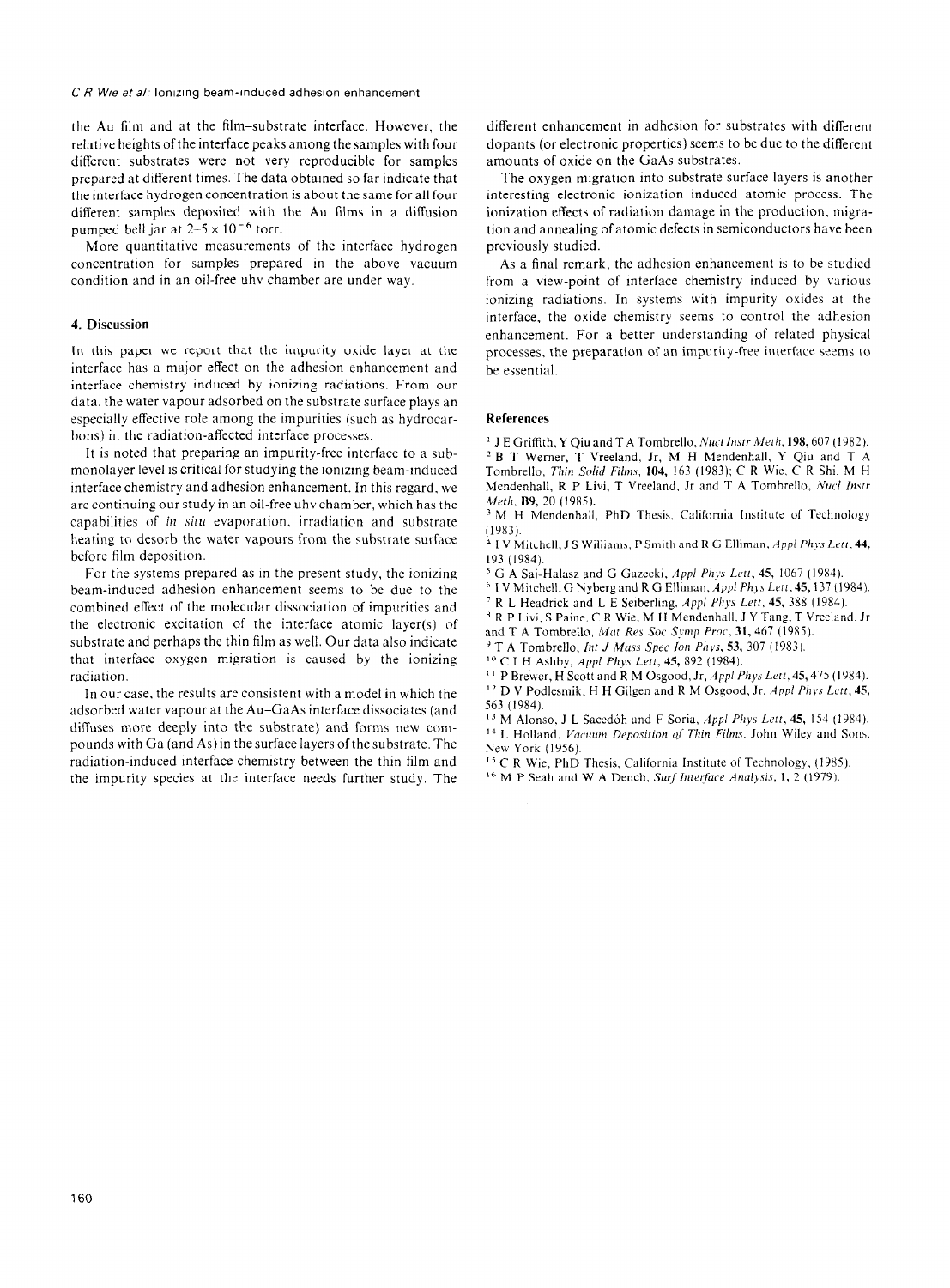the Au film and at the film–substrate interface. However, the relative heights of the interface peaks among the samples with four different substrates were not very reproducible for samples prepared at different times. The data obtained so far indicate that the interface hydrogen concentration is about the same for all four different samples deposited with the Au films in a diffusion pumped bell jar at $2–5 \times 10^{-6}$ torr.

More quantitative measurements of the interface hydrogen concentration for samples prepared in the above vacuum condition and in an oil-free uhv chamber are under way.

## 4. Discussion

In this paper we report that the impurity oxide layer at the interface has a major effect on the adhesion enhancement and interface chemistry induced by ionizing radiations. From our data, the water vapour adsorbed on the substrate surface plays an especially effective role among the impurities (such as hydrocarbons) in the radiation-affected interface processes.

It is noted that preparing an impurity-free interface to a submonolayer level is critical for studying the ionizing beam-induced interface chemistry and adhesion enhancement. In this regard, we are continuing our study in an oil-free uhv chamber, which has the capabilities of *in situ* evaporation, irradiation and substrate heating to desorb the water vapours from the substrate surface before film deposition.

For the systems prepared as in the present study, the ionizing beam-induced adhesion enhancement seems to be due to the combined effect of the molecular dissociation of impurities and the electronic excitation of the interface atomic layer(s) of substrate and perhaps the thin film as well. Our data also indicate that interface oxygen migration is caused by the ionizing radiation.

In our case, the results are consistent with a model in which the adsorbed water vapour at the Au–GaAs interface dissociates (and diffuses more deeply into the substrate) and forms new compounds with Ga (and As) in the surface layers of the substrate. The radiation-induced interface chemistry between the thin film and the impurity species at the interface needs further study. The different enhancement in adhesion for substrates with different dopants (or electronic properties) seems to be due to the different amounts of oxide on the GaAs substrates.

The oxygen migration into substrate surface layers is another interesting electronic ionization induced atomic process. The ionization effects of radiation damage in the production, migration and annealing of atomic defects in semiconductors have been previously studied.

As a final remark, the adhesion enhancement is to be studied from a view-point of interface chemistry induced by various ionizing radiations. In systems with impurity oxides at the interface, the oxide chemistry seems to control the adhesion enhancement. For a better understanding of related physical processes, the preparation of an impurity-free interface seems to be essential.

## References

[1] J E Griffith, Y Qiu and T A Tombrello, *Nucl Instr Meth*, **198**, 607 (1982).

[2] B T Werner, T Vreeland, Jr, M H Mendenhall, Y Qiu and T A Tombrello, *Thin Solid Films*, **104**, 163 (1983); C R Wie, C R Shi, M H Mendenhall, R P Livi, T Vreeland, Jr and T A Tombrello, *Nucl Instr Meth*, **B9**, 20 (1985).

[3] M H Mendenhall, PhD Thesis, California Institute of Technology (1983).

[4] I V Mitchell, J S Williams, P Smith and R G Elliman, *Appl Phys Lett*, **44**, 193 (1984).

[5] G A Sai-Halasz and G Gazecki, *Appl Phys Lett*, **45**, 1067 (1984).

[6] I V Mitchell, G Nyberg and R G Elliman, *Appl Phys Lett*, **45**, 137 (1984).

[7] R L Headrick and L E Seiberling, *Appl Phys Lett*, **45**, 388 (1984).

[8] R P Livi, S Paine, C R Wie, M H Mendenhall, J Y Tang, T Vreeland, Jr and T A Tombrello, *Mat Res Soc Symp Proc*, **31**, 467 (1985).

[9] T A Tombrello, *Int J Mass Spec Ion Phys*, **53**, 307 (1983).

[10] C I H Ashby, *Appl Phys Lett*, **45**, 892 (1984).

[11] P Brewer, H Scott and R M Osgood, Jr, *Appl Phys Lett*, **45**, 475 (1984).

[12] D V Podlesnik, H H Gilgen and R M Osgood, Jr, *Appl Phys Lett*, **45**, 563 (1984).

[13] M Alonso, J L Sacedóh and F Soria, *Appl Phys Lett*, **45**, 154 (1984).

[14] L Holland, *Vacuum Deposition of Thin Films*. John Wiley and Sons, New York (1956).

[15] C R Wie, PhD Thesis, California Institute of Technology, (1985).

[16] M P Seah and W A Dench, *Surf Interface Analysis*, **1**, 2 (1979).